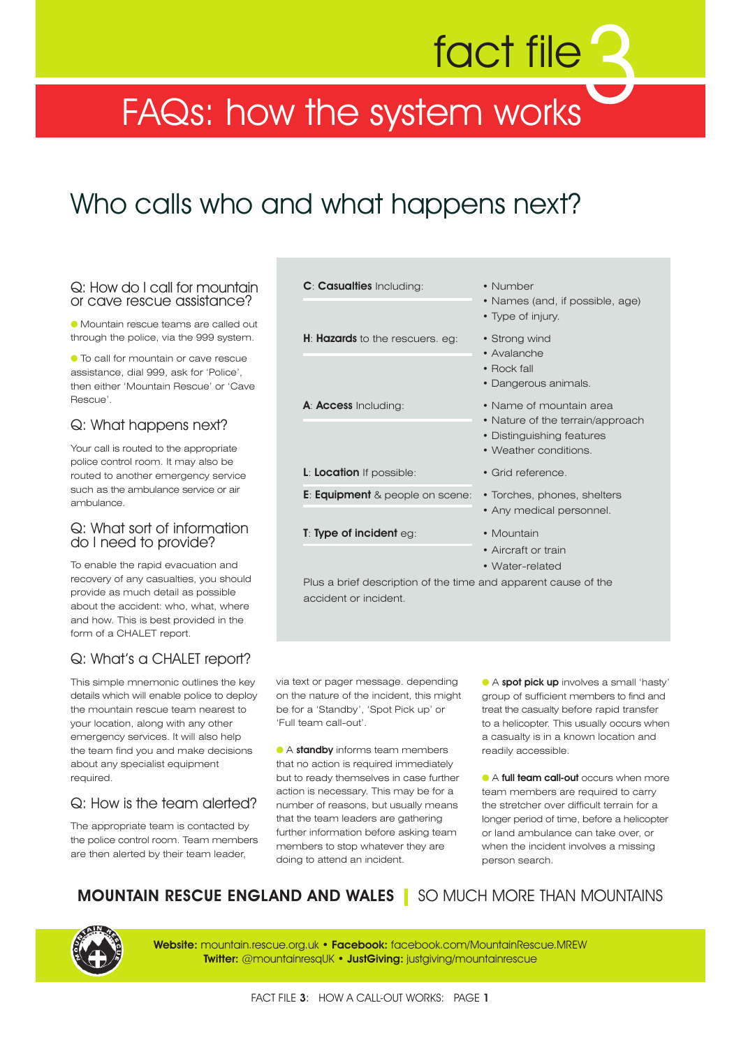# fact file 3

# FAQs: how the system works

## Who calls who and what happens next?

### Q: How do I call for mountain or cave rescue assistance?

- Mountain rescue teams are called out through the police, via the 999 system.
- To call for mountain or cave rescue assistance, dial 999, ask for 'Police', then either 'Mountain Rescue' or 'Cave Rescue'.

### Q: What happens next?

Your call is routed to the appropriate police control room. It may also be routed to another emergency service such as the ambulance service or air ambulance.

### Q: What sort of information do I need to provide?

To enable the rapid evacuation and recovery of any casualties, you should provide as much detail as possible about the accident: who, what, where and how. This is best provided in the form of a CHALET report.

### Q: What's a CHALET report?

This simple mnemonic outlines the key details which will enable police to deploy the mountain rescue team nearest to your location, along with any other emergency services. It will also help the team find you and make decisions about any specialist equipment required.

| | |
|---|---|
| **C**: **Casualties** Including: | • Number<br>• Names (and, if possible, age)<br>• Type of injury. |
| **H**: **Hazards** to the rescuers. eg: | • Strong wind<br>• Avalanche<br>• Rock fall<br>• Dangerous animals. |
| **A**: **Access** Including: | • Name of mountain area<br>• Nature of the terrain/approach<br>• Distinguishing features<br>• Weather conditions. |
| **L**: **Location** If possible: | • Grid reference. |
| **E**: **Equipment** & people on scene: | • Torches, phones, shelters<br>• Any medical personnel. |
| **T**: **Type of incident** eg: | • Mountain<br>• Aircraft or train<br>• Water-related |

Plus a brief description of the time and apparent cause of the accident or incident.

### Q: How is the team alerted?

The appropriate team is contacted by the police control room. Team members are then alerted by their team leader, via text or pager message. depending on the nature of the incident, this might be for a 'Standby', 'Spot Pick up' or 'Full team call-out'.

- A **standby** informs team members that no action is required immediately but to ready themselves in case further action is necessary. This may be for a number of reasons, but usually means that the team leaders are gathering further information before asking team members to stop whatever they are doing to attend an incident.
- A **spot pick up** involves a small 'hasty' group of sufficient members to find and treat the casualty before rapid transfer to a helicopter. This usually occurs when a casualty is in a known location and readily accessible.
- A **full team call-out** occurs when more team members are required to carry the stretcher over difficult terrain for a longer period of time, before a helicopter or land ambulance can take over, or when the incident involves a missing person search.

**MOUNTAIN RESCUE ENGLAND AND WALES** | SO MUCH MORE THAN MOUNTAINS

**Website:** mountain.rescue.org.uk • **Facebook:** facebook.com/MountainRescue.MREW
**Twitter:** @mountainresqUK • **JustGiving:** justgiving/mountainrescue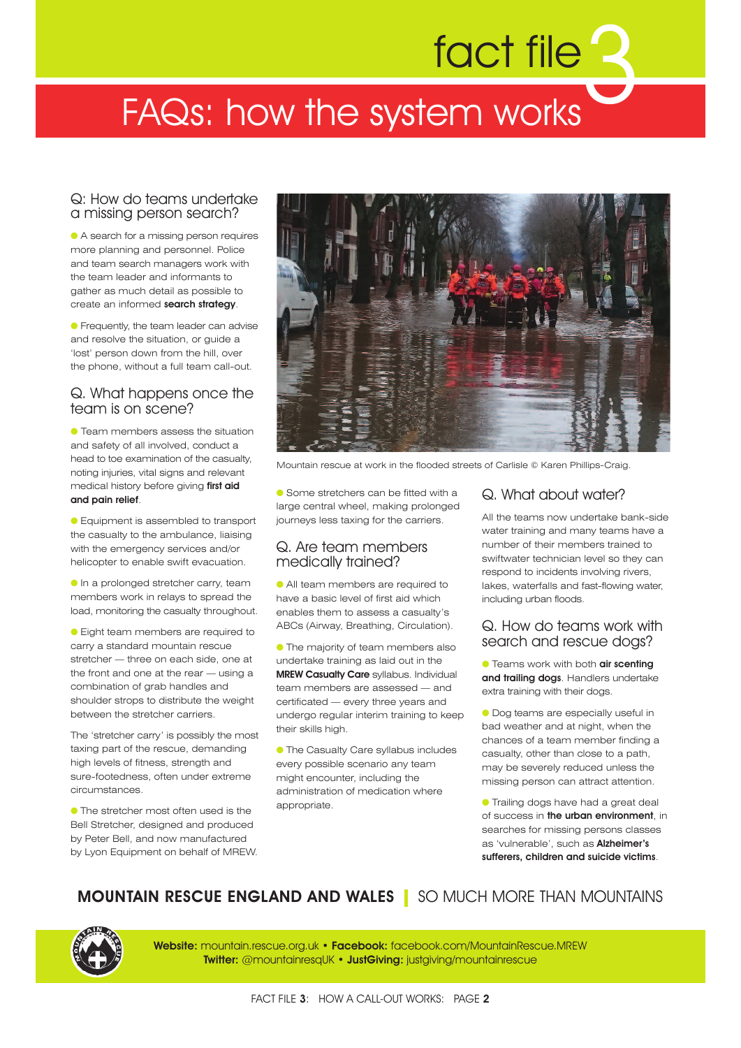# fact file 3

# FAQs: how the system works

## Q: How do teams undertake a missing person search?

- A search for a missing person requires more planning and personnel. Police and team search managers work with the team leader and informants to gather as much detail as possible to create an informed **search strategy**.

- Frequently, the team leader can advise and resolve the situation, or guide a 'lost' person down from the hill, over the phone, without a full team call-out.

## Q. What happens once the team is on scene?

- Team members assess the situation and safety of all involved, conduct a head to toe examination of the casualty, noting injuries, vital signs and relevant medical history before giving **first aid and pain relief**.

- Equipment is assembled to transport the casualty to the ambulance, liaising with the emergency services and/or helicopter to enable swift evacuation.

- In a prolonged stretcher carry, team members work in relays to spread the load, monitoring the casualty throughout.

- Eight team members are required to carry a standard mountain rescue stretcher — three on each side, one at the front and one at the rear — using a combination of grab handles and shoulder strops to distribute the weight between the stretcher carriers.

The 'stretcher carry' is possibly the most taxing part of the rescue, demanding high levels of fitness, strength and sure-footedness, often under extreme circumstances.

- The stretcher most often used is the Bell Stretcher, designed and produced by Peter Bell, and now manufactured by Lyon Equipment on behalf of MREW.

Mountain rescue at work in the flooded streets of Carlisle © Karen Phillips-Craig.

- Some stretchers can be fitted with a large central wheel, making prolonged journeys less taxing for the carriers.

## Q. Are team members medically trained?

- All team members are required to have a basic level of first aid which enables them to assess a casualty's ABCs (Airway, Breathing, Circulation).

- The majority of team members also undertake training as laid out in the **MREW Casualty Care** syllabus. Individual team members are assessed — and certificated — every three years and undergo regular interim training to keep their skills high.

- The Casualty Care syllabus includes every possible scenario any team might encounter, including the administration of medication where appropriate.

## Q. What about water?

All the teams now undertake bank-side water training and many teams have a number of their members trained to swiftwater technician level so they can respond to incidents involving rivers, lakes, waterfalls and fast-flowing water, including urban floods.

## Q. How do teams work with search and rescue dogs?

- Teams work with both **air scenting and trailing dogs**. Handlers undertake extra training with their dogs.

- Dog teams are especially useful in bad weather and at night, when the chances of a team member finding a casualty, other than close to a path, may be severely reduced unless the missing person can attract attention.

- Trailing dogs have had a great deal of success in **the urban environment**, in searches for missing persons classes as 'vulnerable', such as **Alzheimer's sufferers, children and suicide victims**.

**MOUNTAIN RESCUE ENGLAND AND WALES** | SO MUCH MORE THAN MOUNTAINS

**Website:** mountain.rescue.org.uk • **Facebook:** facebook.com/MountainRescue.MREW
**Twitter:** @mountainresqUK • **JustGiving:** justgiving/mountainrescue